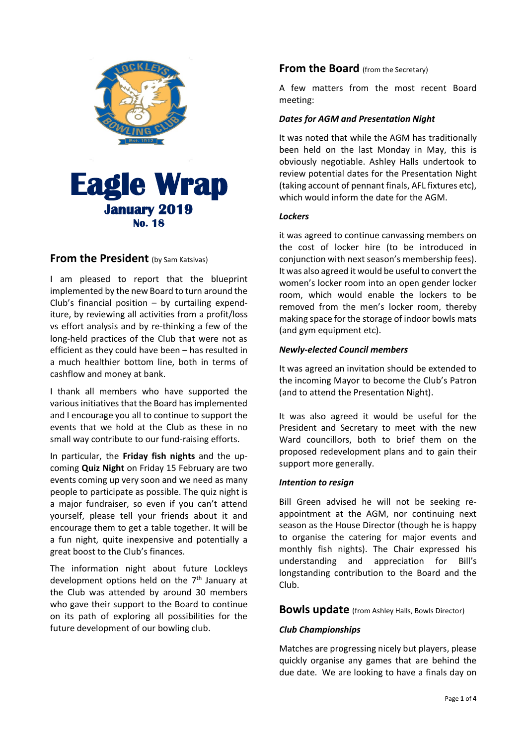# Eagle Wrap

**January 2019**

**No. 18**

## From the President (by Sam Katsivas)

I am pleased to report that the blueprint implemented by the new Board to turn around the Club's financial position – by curtailing expenditure, by reviewing all activities from a profit/loss vs effort analysis and by re-thinking a few of the long-held practices of the Club that were not as efficient as they could have been – has resulted in a much healthier bottom line, both in terms of cashflow and money at bank.

I thank all members who have supported the various initiatives that the Board has implemented and I encourage you all to continue to support the events that we hold at the Club as these in no small way contribute to our fund-raising efforts.

In particular, the **Friday fish nights** and the upcoming **Quiz Night** on Friday 15 February are two events coming up very soon and we need as many people to participate as possible. The quiz night is a major fundraiser, so even if you can't attend yourself, please tell your friends about it and encourage them to get a table together. It will be a fun night, quite inexpensive and potentially a great boost to the Club's finances.

The information night about future Lockleys development options held on the 7th January at the Club was attended by around 30 members who gave their support to the Board to continue on its path of exploring all possibilities for the future development of our bowling club.

## From the Board (from the Secretary)

A few matters from the most recent Board meeting:

### *Dates for AGM and Presentation Night*

It was noted that while the AGM has traditionally been held on the last Monday in May, this is obviously negotiable. Ashley Halls undertook to review potential dates for the Presentation Night (taking account of pennant finals, AFL fixtures etc), which would inform the date for the AGM.

### *Lockers*

it was agreed to continue canvassing members on the cost of locker hire (to be introduced in conjunction with next season's membership fees). It was also agreed it would be useful to convert the women's locker room into an open gender locker room, which would enable the lockers to be removed from the men's locker room, thereby making space for the storage of indoor bowls mats (and gym equipment etc).

### *Newly-elected Council members*

It was agreed an invitation should be extended to the incoming Mayor to become the Club's Patron (and to attend the Presentation Night).

It was also agreed it would be useful for the President and Secretary to meet with the new Ward councillors, both to brief them on the proposed redevelopment plans and to gain their support more generally.

### *Intention to resign*

Bill Green advised he will not be seeking re-appointment at the AGM, nor continuing next season as the House Director (though he is happy to organise the catering for major events and monthly fish nights). The Chair expressed his understanding and appreciation for Bill's longstanding contribution to the Board and the Club.

## Bowls update (from Ashley Halls, Bowls Director)

### *Club Championships*

Matches are progressing nicely but players, please quickly organise any games that are behind the due date. We are looking to have a finals day on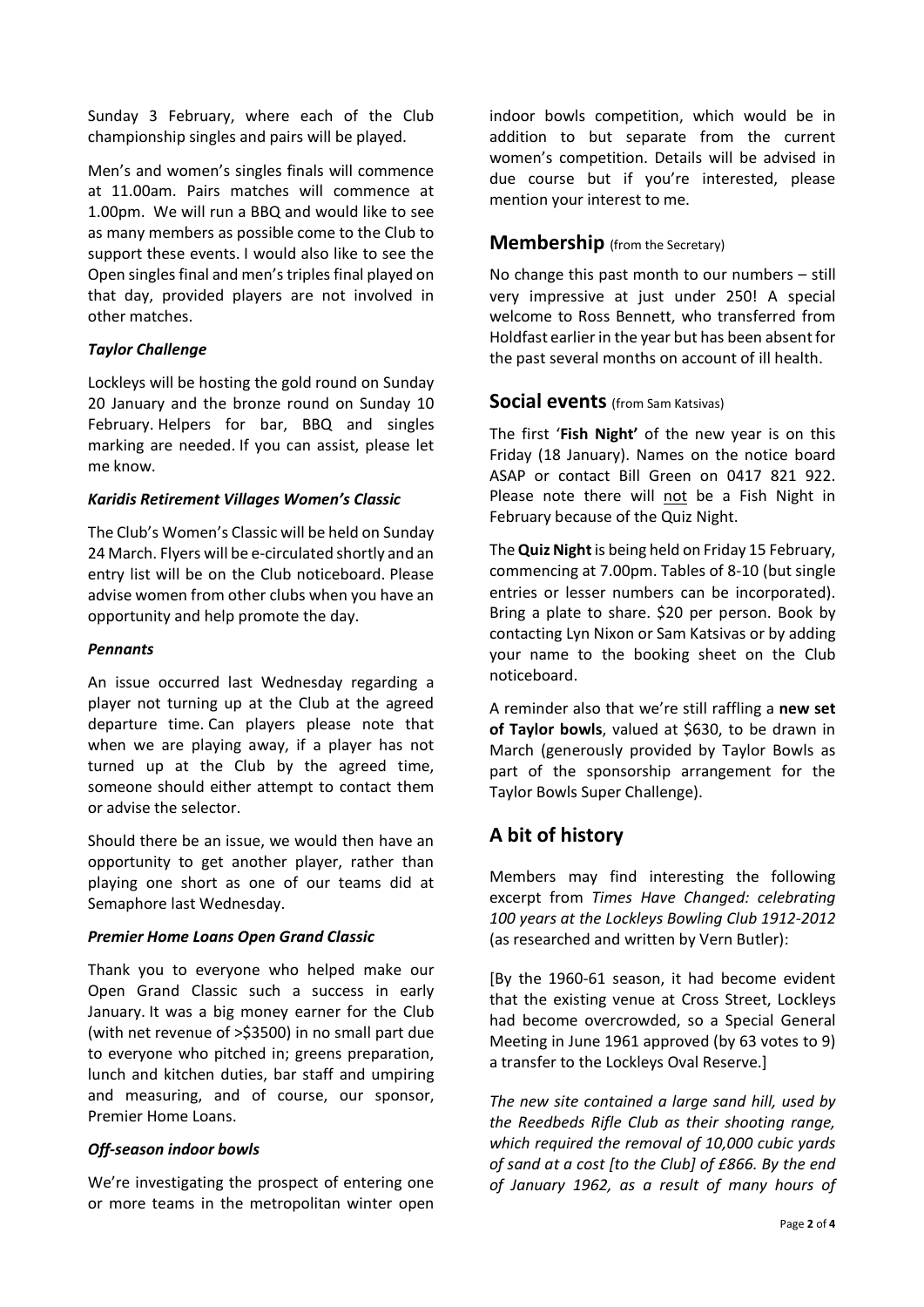Sunday 3 February, where each of the Club championship singles and pairs will be played.

Men's and women's singles finals will commence at 11.00am. Pairs matches will commence at 1.00pm. We will run a BBQ and would like to see as many members as possible come to the Club to support these events. I would also like to see the Open singles final and men's triples final played on that day, provided players are not involved in other matches.

### *Taylor Challenge*

Lockleys will be hosting the gold round on Sunday 20 January and the bronze round on Sunday 10 February. Helpers for bar, BBQ and singles marking are needed. If you can assist, please let me know.

### *Karidis Retirement Villages Women's Classic*

The Club's Women's Classic will be held on Sunday 24 March. Flyers will be e-circulated shortly and an entry list will be on the Club noticeboard. Please advise women from other clubs when you have an opportunity and help promote the day.

### *Pennants*

An issue occurred last Wednesday regarding a player not turning up at the Club at the agreed departure time. Can players please note that when we are playing away, if a player has not turned up at the Club by the agreed time, someone should either attempt to contact them or advise the selector.

Should there be an issue, we would then have an opportunity to get another player, rather than playing one short as one of our teams did at Semaphore last Wednesday.

### *Premier Home Loans Open Grand Classic*

Thank you to everyone who helped make our Open Grand Classic such a success in early January. It was a big money earner for the Club (with net revenue of >$3500) in no small part due to everyone who pitched in; greens preparation, lunch and kitchen duties, bar staff and umpiring and measuring, and of course, our sponsor, Premier Home Loans.

### *Off-season indoor bowls*

We're investigating the prospect of entering one or more teams in the metropolitan winter open indoor bowls competition, which would be in addition to but separate from the current women's competition. Details will be advised in due course but if you're interested, please mention your interest to me.

## **Membership** (from the Secretary)

No change this past month to our numbers – still very impressive at just under 250! A special welcome to Ross Bennett, who transferred from Holdfast earlier in the year but has been absent for the past several months on account of ill health.

## **Social events** (from Sam Katsivas)

The first '**Fish Night'** of the new year is on this Friday (18 January). Names on the notice board ASAP or contact Bill Green on 0417 821 922. Please note there will not be a Fish Night in February because of the Quiz Night.

The **Quiz Night** is being held on Friday 15 February, commencing at 7.00pm. Tables of 8-10 (but single entries or lesser numbers can be incorporated). Bring a plate to share. $20 per person. Book by contacting Lyn Nixon or Sam Katsivas or by adding your name to the booking sheet on the Club noticeboard.

A reminder also that we're still raffling a **new set of Taylor bowls**, valued at $630, to be drawn in March (generously provided by Taylor Bowls as part of the sponsorship arrangement for the Taylor Bowls Super Challenge).

## A bit of history

Members may find interesting the following excerpt from *Times Have Changed: celebrating 100 years at the Lockleys Bowling Club 1912-2012* (as researched and written by Vern Butler):

[By the 1960-61 season, it had become evident that the existing venue at Cross Street, Lockleys had become overcrowded, so a Special General Meeting in June 1961 approved (by 63 votes to 9) a transfer to the Lockleys Oval Reserve.]

*The new site contained a large sand hill, used by the Reedbeds Rifle Club as their shooting range, which required the removal of 10,000 cubic yards of sand at a cost [to the Club] of £866. By the end of January 1962, as a result of many hours of*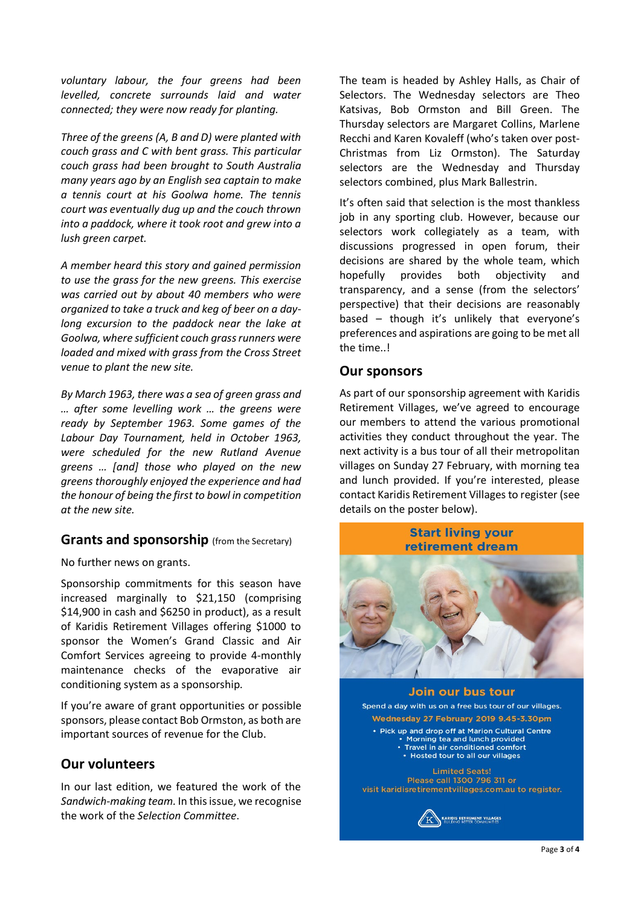*voluntary labour, the four greens had been levelled, concrete surrounds laid and water connected; they were now ready for planting.*

*Three of the greens (A, B and D) were planted with couch grass and C with bent grass. This particular couch grass had been brought to South Australia many years ago by an English sea captain to make a tennis court at his Goolwa home. The tennis court was eventually dug up and the couch thrown into a paddock, where it took root and grew into a lush green carpet.*

*A member heard this story and gained permission to use the grass for the new greens. This exercise was carried out by about 40 members who were organized to take a truck and keg of beer on a day-long excursion to the paddock near the lake at Goolwa, where sufficient couch grass runners were loaded and mixed with grass from the Cross Street venue to plant the new site.*

*By March 1963, there was a sea of green grass and … after some levelling work … the greens were ready by September 1963. Some games of the Labour Day Tournament, held in October 1963, were scheduled for the new Rutland Avenue greens … [and] those who played on the new greens thoroughly enjoyed the experience and had the honour of being the first to bowl in competition at the new site.*

## Grants and sponsorship (from the Secretary)

No further news on grants.

Sponsorship commitments for this season have increased marginally to $21,150 (comprising $14,900 in cash and $6250 in product), as a result of Karidis Retirement Villages offering $1000 to sponsor the Women's Grand Classic and Air Comfort Services agreeing to provide 4-monthly maintenance checks of the evaporative air conditioning system as a sponsorship.

If you're aware of grant opportunities or possible sponsors, please contact Bob Ormston, as both are important sources of revenue for the Club.

## Our volunteers

In our last edition, we featured the work of the *Sandwich-making team*. In this issue, we recognise the work of the *Selection Committee*.

The team is headed by Ashley Halls, as Chair of Selectors. The Wednesday selectors are Theo Katsivas, Bob Ormston and Bill Green. The Thursday selectors are Margaret Collins, Marlene Recchi and Karen Kovaleff (who's taken over post-Christmas from Liz Ormston). The Saturday selectors are the Wednesday and Thursday selectors combined, plus Mark Ballestrin.

It's often said that selection is the most thankless job in any sporting club. However, because our selectors work collegiately as a team, with discussions progressed in open forum, their decisions are shared by the whole team, which hopefully provides both objectivity and transparency, and a sense (from the selectors' perspective) that their decisions are reasonably based – though it's unlikely that everyone's preferences and aspirations are going to be met all the time..!

## Our sponsors

As part of our sponsorship agreement with Karidis Retirement Villages, we've agreed to encourage our members to attend the various promotional activities they conduct throughout the year. The next activity is a bus tour of all their metropolitan villages on Sunday 27 February, with morning tea and lunch provided. If you're interested, please contact Karidis Retirement Villages to register (see details on the poster below).

**Start living your retirement dream**

**Join our bus tour**

Spend a day with us on a free bus tour of our villages.

**Wednesday 27 February 2019 9.45-3.30pm**

- Pick up and drop off at Marion Cultural Centre
- Morning tea and lunch provided
- Travel in air conditioned comfort
- Hosted tour to all our villages

Limited Seats!
Please call 1300 796 311 or visit karidisretirementvillages.com.au to register.

KARIDIS RETIREMENT VILLAGES
BUILDING BETTER COMMUNITIES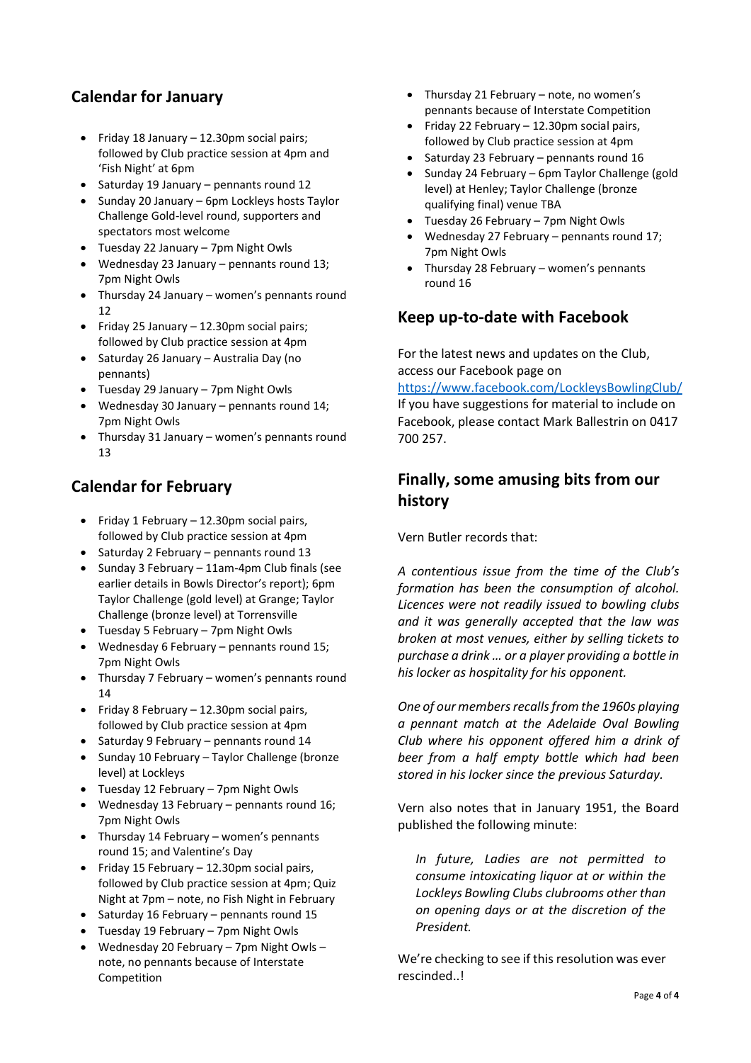## Calendar for January

- Friday 18 January – 12.30pm social pairs; followed by Club practice session at 4pm and 'Fish Night' at 6pm
- Saturday 19 January – pennants round 12
- Sunday 20 January – 6pm Lockleys hosts Taylor Challenge Gold-level round, supporters and spectators most welcome
- Tuesday 22 January – 7pm Night Owls
- Wednesday 23 January – pennants round 13; 7pm Night Owls
- Thursday 24 January – women's pennants round 12
- Friday 25 January – 12.30pm social pairs; followed by Club practice session at 4pm
- Saturday 26 January – Australia Day (no pennants)
- Tuesday 29 January – 7pm Night Owls
- Wednesday 30 January – pennants round 14; 7pm Night Owls
- Thursday 31 January – women's pennants round 13

## Calendar for February

- Friday 1 February – 12.30pm social pairs, followed by Club practice session at 4pm
- Saturday 2 February – pennants round 13
- Sunday 3 February – 11am-4pm Club finals (see earlier details in Bowls Director's report); 6pm Taylor Challenge (gold level) at Grange; Taylor Challenge (bronze level) at Torrensville
- Tuesday 5 February – 7pm Night Owls
- Wednesday 6 February – pennants round 15; 7pm Night Owls
- Thursday 7 February – women's pennants round 14
- Friday 8 February – 12.30pm social pairs, followed by Club practice session at 4pm
- Saturday 9 February – pennants round 14
- Sunday 10 February – Taylor Challenge (bronze level) at Lockleys
- Tuesday 12 February – 7pm Night Owls
- Wednesday 13 February – pennants round 16; 7pm Night Owls
- Thursday 14 February – women's pennants round 15; and Valentine's Day
- Friday 15 February – 12.30pm social pairs, followed by Club practice session at 4pm; Quiz Night at 7pm – note, no Fish Night in February
- Saturday 16 February – pennants round 15
- Tuesday 19 February – 7pm Night Owls
- Wednesday 20 February – 7pm Night Owls – note, no pennants because of Interstate Competition
- Thursday 21 February – note, no women's pennants because of Interstate Competition
- Friday 22 February – 12.30pm social pairs, followed by Club practice session at 4pm
- Saturday 23 February – pennants round 16
- Sunday 24 February – 6pm Taylor Challenge (gold level) at Henley; Taylor Challenge (bronze qualifying final) venue TBA
- Tuesday 26 February – 7pm Night Owls
- Wednesday 27 February – pennants round 17; 7pm Night Owls
- Thursday 28 February – women's pennants round 16

## Keep up-to-date with Facebook

For the latest news and updates on the Club, access our Facebook page on [https://www.facebook.com/LockleysBowlingClub/](https://www.facebook.com/LockleysBowlingClub/)
If you have suggestions for material to include on Facebook, please contact Mark Ballestrin on 0417 700 257.

## Finally, some amusing bits from our history

Vern Butler records that:

*A contentious issue from the time of the Club's formation has been the consumption of alcohol. Licences were not readily issued to bowling clubs and it was generally accepted that the law was broken at most venues, either by selling tickets to purchase a drink … or a player providing a bottle in his locker as hospitality for his opponent.*

*One of our members recalls from the 1960s playing a pennant match at the Adelaide Oval Bowling Club where his opponent offered him a drink of beer from a half empty bottle which had been stored in his locker since the previous Saturday.*

Vern also notes that in January 1951, the Board published the following minute:

> *In future, Ladies are not permitted to consume intoxicating liquor at or within the Lockleys Bowling Clubs clubrooms other than on opening days or at the discretion of the President.*

We're checking to see if this resolution was ever rescinded..!